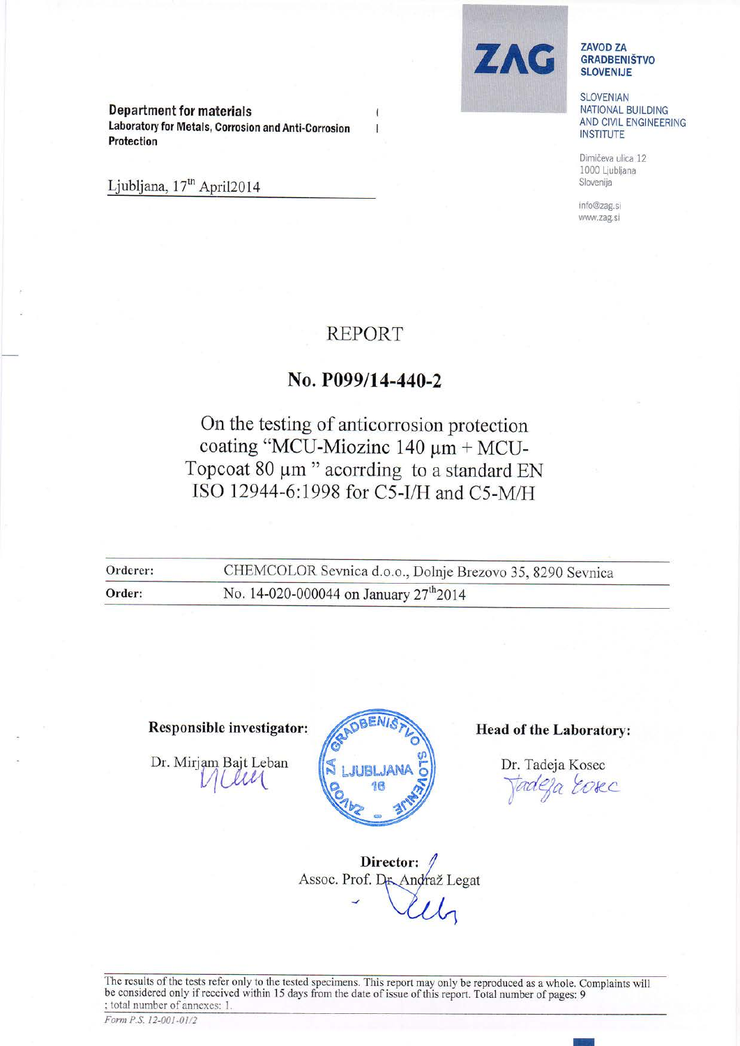ZAG

**ZAVOD ZA GRADBENIŠTVO SLOVENIJE**

SLOVENIAN NATIONAL BUILDING AND CIVIL ENGINEERING INSTITUTE

Dimičeva ulica 12
1000 Ljubljana
Slovenija

info@zag.si
www.zag.si

**Department for materials**
**Laboratory for Metals, Corrosion and Anti-Corrosion Protection**

Ljubljana, 17[th] April2014

# REPORT

## No. P099/14-440-2

On the testing of anticorrosion protection coating "MCU-Miozinc 140 μm + MCU-Topcoat 80 μm " acorrding to a standard EN ISO 12944-6:1998 for C5-I/H and C5-M/H

| | |
|---|---|
| **Orderer:** | CHEMCOLOR Sevnica d.o.o., Dolnje Brezovo 35, 8290 Sevnica |
| **Order:** | No. 14-020-000044 on January 27[th]2014 |

**Responsible investigator:**

Dr. Mirjam Bajt Leban

**Head of the Laboratory:**

Dr. Tadeja Kosec

**Director:**
Assoc. Prof. Dr. Andraž Legat

The results of the tests refer only to the tested specimens. This report may only be reproduced as a whole. Complaints will be considered only if received within 15 days from the date of issue of this report. Total number of pages: 9 ; total number of annexes: 1.

*Form P.S. 12-001-01/2*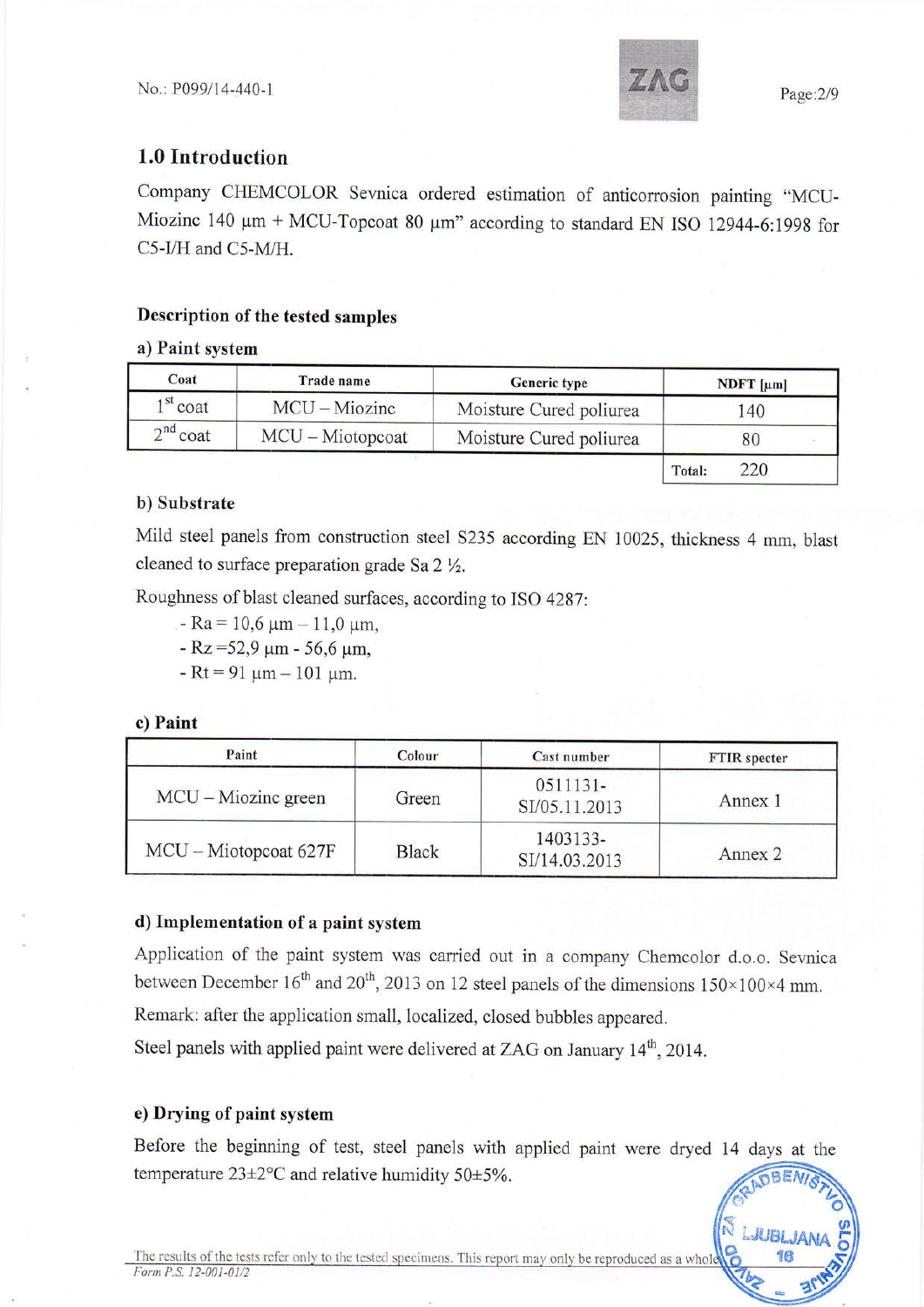## 1.0 Introduction

Company CHEMCOLOR Sevnica ordered estimation of anticorrosion painting "MCU-Miozinc 140 µm + MCU-Topcoat 80 µm" according to standard EN ISO 12944-6:1998 for C5-I/H and C5-M/H.

### Description of the tested samples

#### a) Paint system

| Coat | Trade name | Generic type | NDFT [µm] |
|---|---|---|---|
| 1st coat | MCU – Miozinc | Moisture Cured poliurea | 140 |
| 2nd coat | MCU – Miotopcoat | Moisture Cured poliurea | 80 |
| | | | Total: 220 |

#### b) Substrate

Mild steel panels from construction steel S235 according EN 10025, thickness 4 mm, blast cleaned to surface preparation grade Sa 2 ½.

Roughness of blast cleaned surfaces, according to ISO 4287:

- Ra = 10,6 µm – 11,0 µm,
- Rz =52,9 µm - 56,6 µm,
- Rt = 91 µm – 101 µm.

#### c) Paint

| Paint | Colour | Cast number | FTIR specter |
|---|---|---|---|
| MCU – Miozinc green | Green | 0511131-SI/05.11.2013 | Annex 1 |
| MCU – Miotopcoat 627F | Black | 1403133-SI/14.03.2013 | Annex 2 |

#### d) Implementation of a paint system

Application of the paint system was carried out in a company Chemcolor d.o.o. Sevnica between December 16th and 20th, 2013 on 12 steel panels of the dimensions 150×100×4 mm.

Remark: after the application small, localized, closed bubbles appeared.

Steel panels with applied paint were delivered at ZAG on January 14th, 2014.

#### e) Drying of paint system

Before the beginning of test, steel panels with applied paint were dryed 14 days at the temperature 23±2°C and relative humidity 50±5%.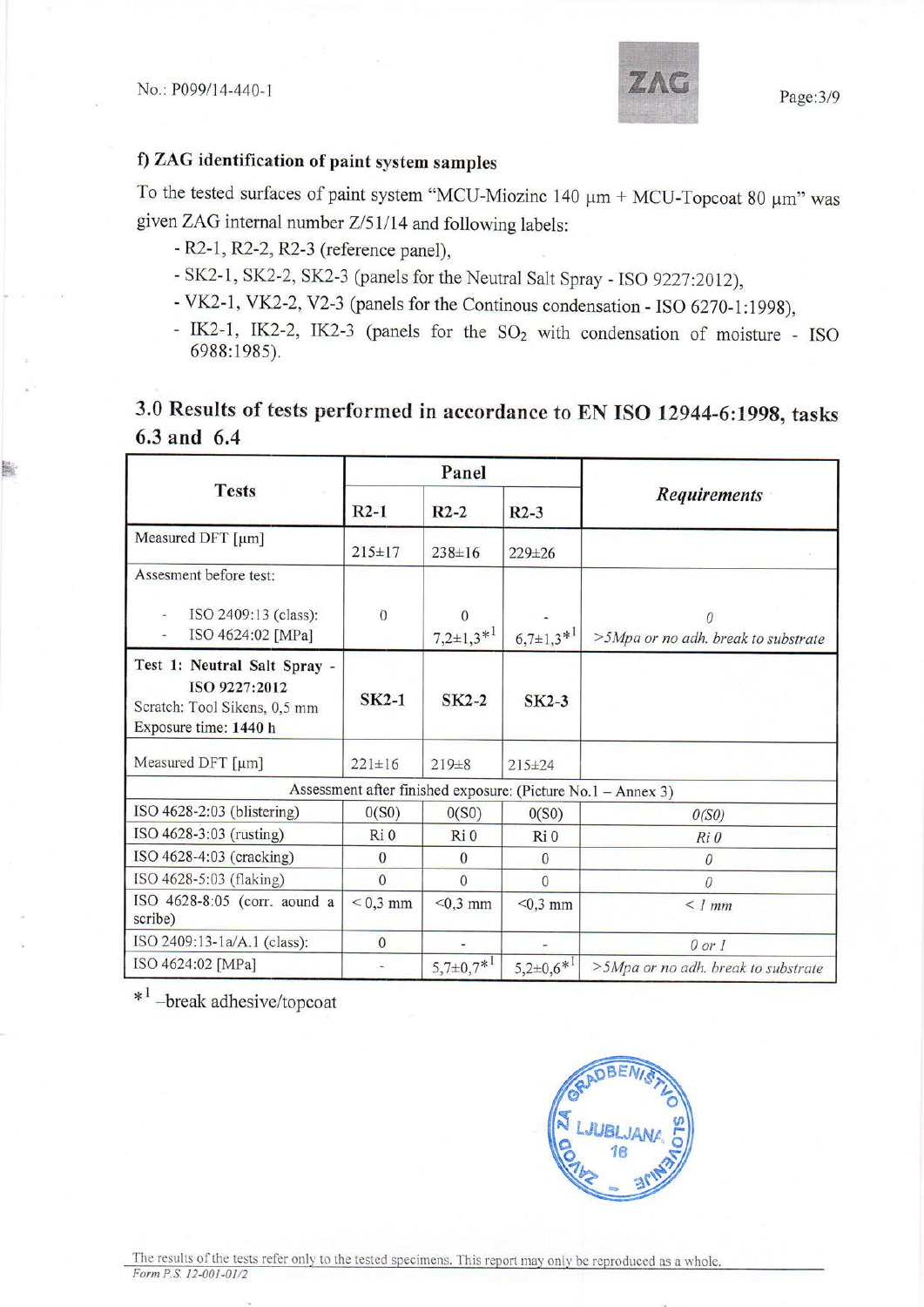### f) ZAG identification of paint system samples

To the tested surfaces of paint system "MCU-Miozinc 140 μm + MCU-Topcoat 80 μm" was given ZAG internal number Z/51/14 and following labels:

- R2-1, R2-2, R2-3 (reference panel),
- SK2-1, SK2-2, SK2-3 (panels for the Neutral Salt Spray - ISO 9227:2012),
- VK2-1, VK2-2, V2-3 (panels for the Continous condensation - ISO 6270-1:1998),
- IK2-1, IK2-2, IK2-3 (panels for the $SO_2$ with condensation of moisture - ISO 6988:1985).

## 3.0 Results of tests performed in accordance to EN ISO 12944-6:1998, tasks 6.3 and 6.4

| Tests | Panel | | | *Requirements* |
|---|---|---|---|---|
| | R2-1 | R2-2 | R2-3 | |
| Measured DFT [μm] | 215±17 | 238±16 | 229±26 | |
| Assesment before test:<br>- ISO 2409:13 (class):<br>- ISO 4624:02 [MPa] | 0 | 0<br>7,2±1,3*[1] | -<br>6,7±1,3*[1] | *0*<br>*>5Mpa or no adh. break to substrate* |
| **Test 1: Neutral Salt Spray - ISO 9227:2012**<br>Scratch: Tool Sikens, 0,5 mm<br>Exposure time: **1440 h** | **SK2-1** | **SK2-2** | **SK2-3** | |
| Measured DFT [μm] | 221±16 | 219±8 | 215±24 | |
| Assessment after finished exposure: (Picture No.1 – Annex 3) | | | | |
| ISO 4628-2:03 (blistering) | 0(S0) | 0(S0) | 0(S0) | *0(S0)* |
| ISO 4628-3:03 (rusting) | Ri 0 | Ri 0 | Ri 0 | *Ri 0* |
| ISO 4628-4:03 (cracking) | 0 | 0 | 0 | *0* |
| ISO 4628-5:03 (flaking) | 0 | 0 | 0 | *0* |
| ISO 4628-8:05 (corr. aound a scribe) | < 0,3 mm | <0,3 mm | <0,3 mm | *< 1 mm* |
| ISO 2409:13-1a/A.1 (class): | 0 | - | - | *0 or 1* |
| ISO 4624:02 [MPa] | - | 5,7±0,7*[1] | 5,2±0,6*[1] | *>5Mpa or no adh. break to substrate* |

*[1] –break adhesive/topcoat

The results of the tests refer only to the tested specimens. This report may only be reproduced as a whole.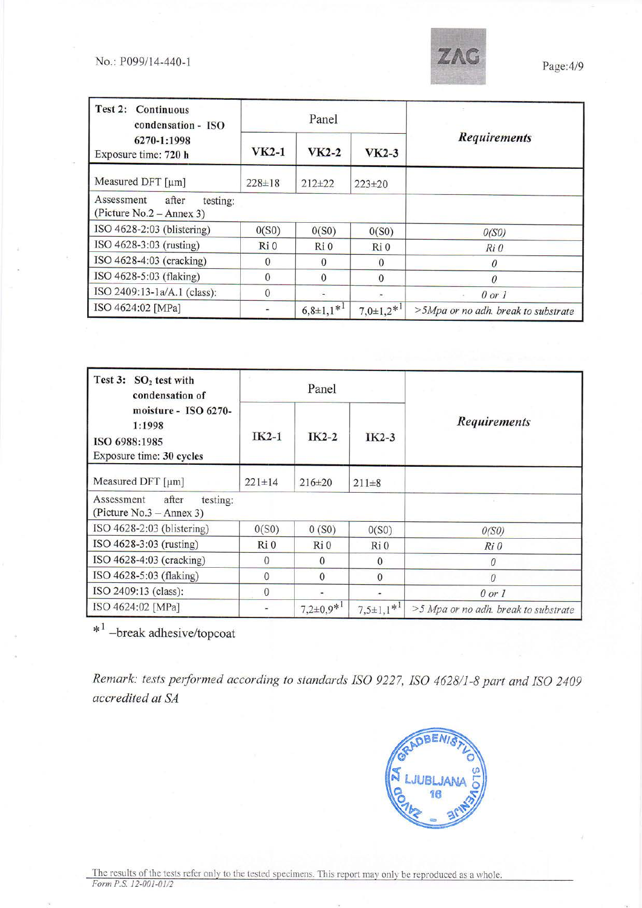| Test 2: Continuous condensation - ISO 6270-1:1998 Exposure time: 720 h | Panel | | | *Requirements* |
|---|---|---|---|---|
| | **VK2-1** | **VK2-2** | **VK2-3** | |
| Measured DFT [µm] | 228±18 | 212±22 | 223±20 | |
| Assessment after testing: (Picture No.2 – Annex 3) | | | | |
| ISO 4628-2:03 (blistering) | 0(S0) | 0(S0) | 0(S0) | *0(S0)* |
| ISO 4628-3:03 (rusting) | Ri 0 | Ri 0 | Ri 0 | *Ri 0* |
| ISO 4628-4:03 (cracking) | 0 | 0 | 0 | *0* |
| ISO 4628-5:03 (flaking) | 0 | 0 | 0 | *0* |
| ISO 2409:13-1a/A.1 (class): | 0 | - | - | *0 or 1* |
| ISO 4624:02 [MPa] | - | 6,8±1,1*[1] | 7,0±1,2*[1] | *>5Mpa or no adh. break to substrate* |

| Test 3: $SO_2$ test with condensation of moisture - ISO 6270-1:1998 ISO 6988:1985 Exposure time: 30 cycles | Panel | | | *Requirements* |
|---|---|---|---|---|
| | **IK2-1** | **IK2-2** | **IK2-3** | |
| Measured DFT [µm] | 221±14 | 216±20 | 211±8 | |
| Assessment after testing: (Picture No.3 – Annex 3) | | | | |
| ISO 4628-2:03 (blistering) | 0(S0) | 0 (S0) | 0(S0) | *0(S0)* |
| ISO 4628-3:03 (rusting) | Ri 0 | Ri 0 | Ri 0 | *Ri 0* |
| ISO 4628-4:03 (cracking) | 0 | 0 | 0 | *0* |
| ISO 4628-5:03 (flaking) | 0 | 0 | 0 | *0* |
| ISO 2409:13 (class): | 0 | - | - | *0 or 1* |
| ISO 4624:02 [MPa] | - | 7,2±0,9*[1] | 7,5±1,1*[1] | *>5 Mpa or no adh. break to substrate* |

*[1] –break adhesive/topcoat

*Remark: tests performed according to standards ISO 9227, ISO 4628/1-8 part and ISO 2409 accredited at SA*

The results of the tests refer only to the tested specimens. This report may only be reproduced as a whole.

*Form P.S. 12-001-01/2*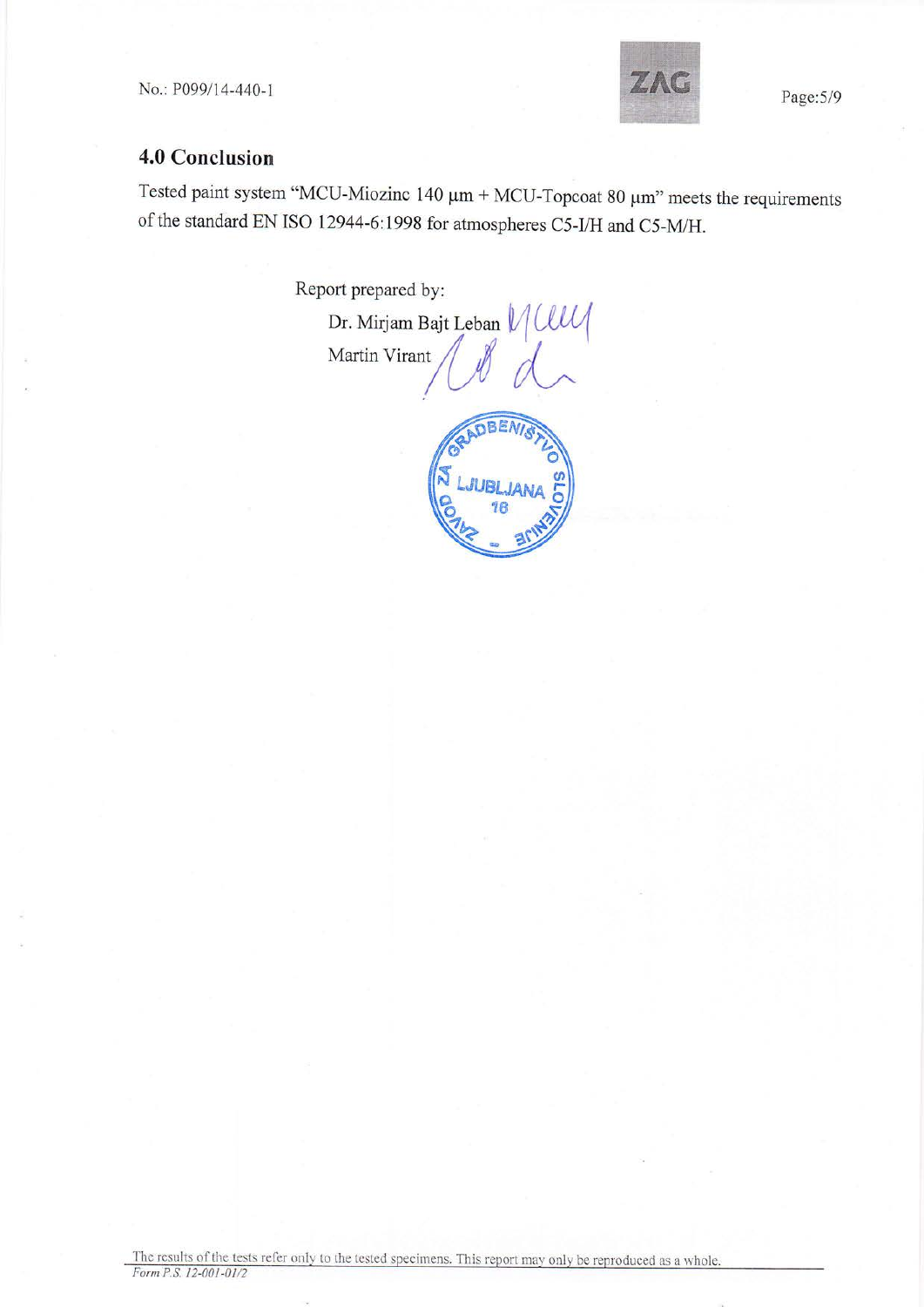## 4.0 Conclusion

Tested paint system "MCU-Miozinc 140 µm + MCU-Topcoat 80 µm" meets the requirements of the standard EN ISO 12944-6:1998 for atmospheres C5-I/H and C5-M/H.

Report prepared by:

Dr. Mirjam Bajt Leban

Martin Virant

The results of the tests refer only to the tested specimens. This report may only be reproduced as a whole.

Form P.S. 12-001-01/2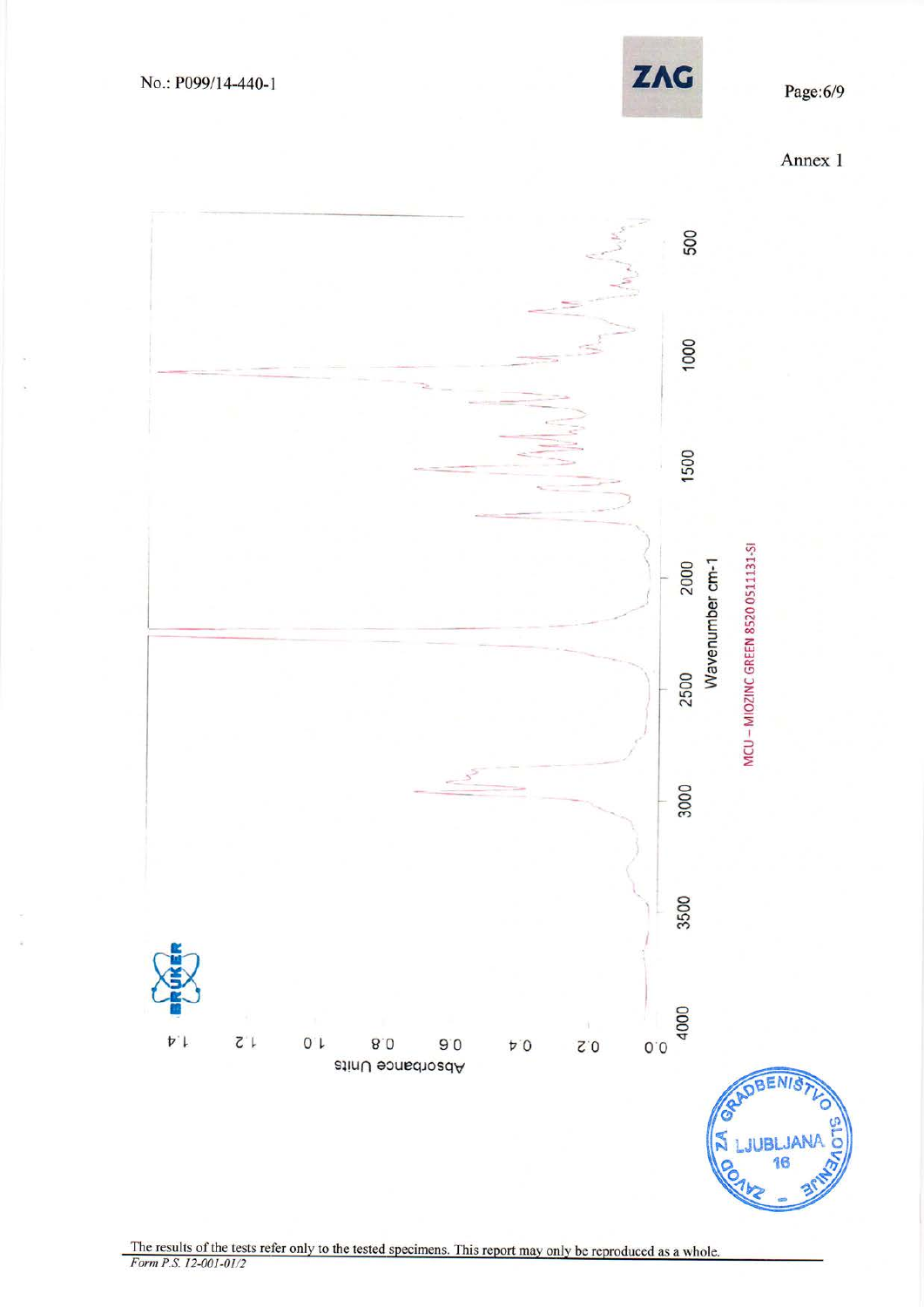Annex 1

Absorbance Units

Wavenumber cm-1

MCU – MIOZINC GREEN 8520 0511131-SI

The results of the tests refer only to the tested specimens. This report may only be reproduced as a whole.

*Form P.S. 12-001-01/2*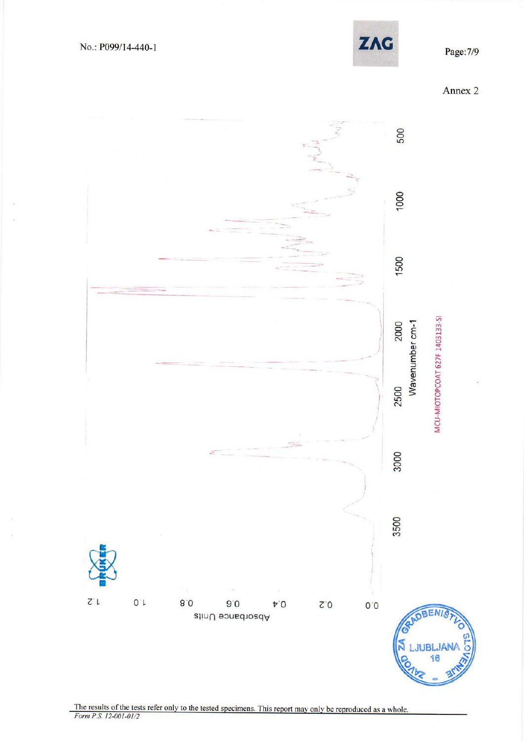No.: P099/14-440-1

Annex 2

Absorbance Units

Wavenumber cm-1

MCU-MIOTOPCOAT 627F 1403133-SI

The results of the tests refer only to the tested specimens. This report may only be reproduced as a whole.

*Form P.S. 12-001-01/2*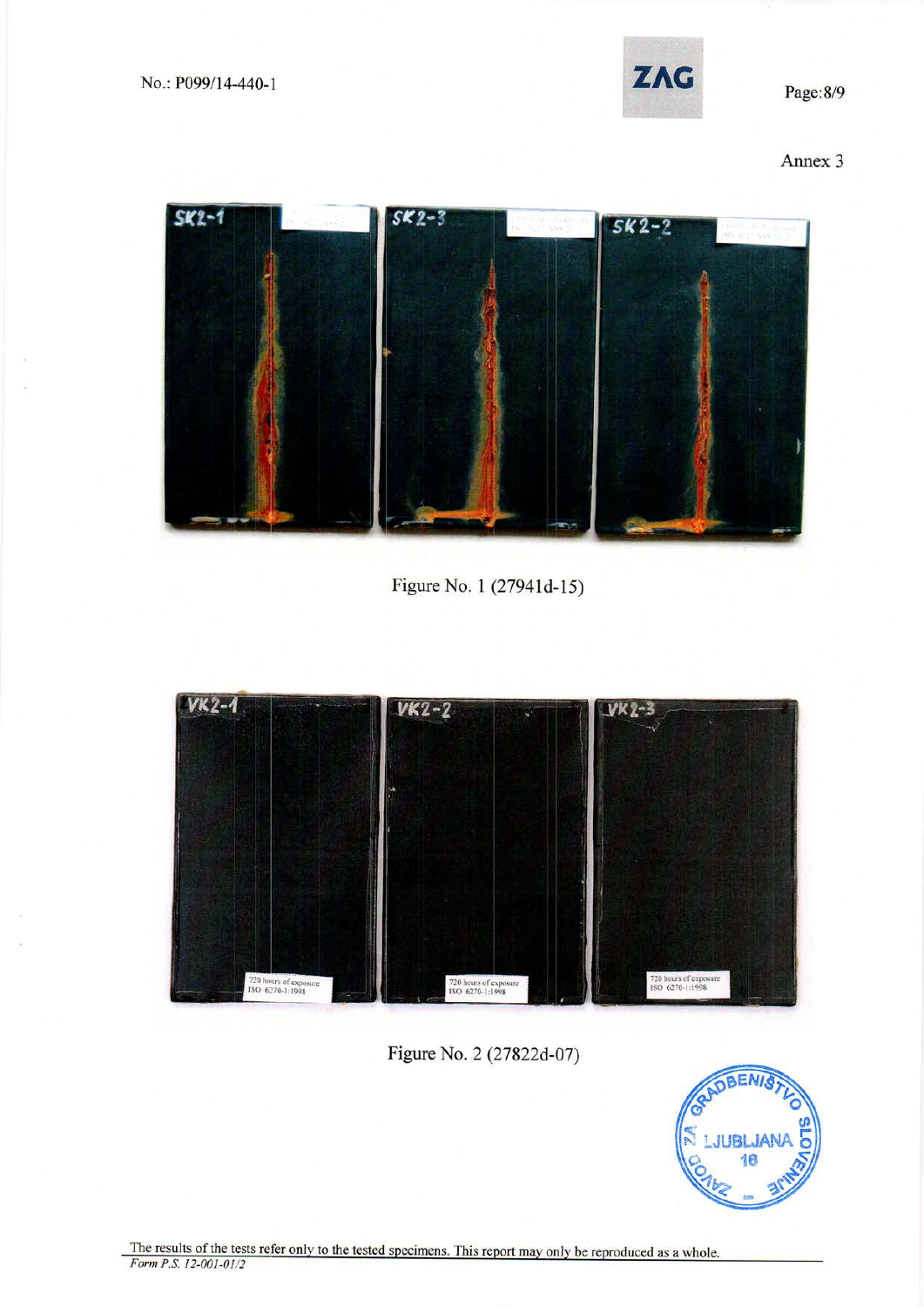Annex 3

Figure No. 1 (27941d-15)

Figure No. 2 (27822d-07)

The results of the tests refer only to the tested specimens. This report may only be reproduced as a whole.

*Form P.S. 12-001-01/2*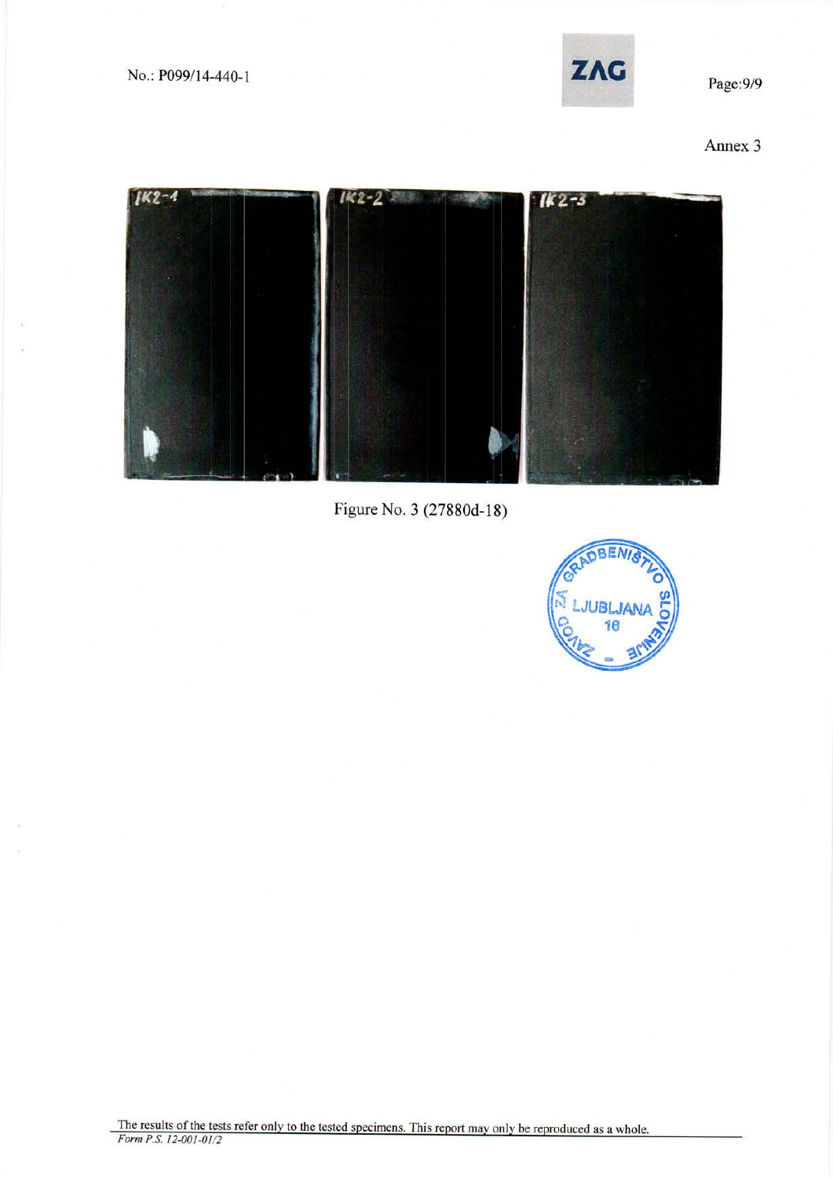Annex 3

Figure No. 3 (27880d-18)